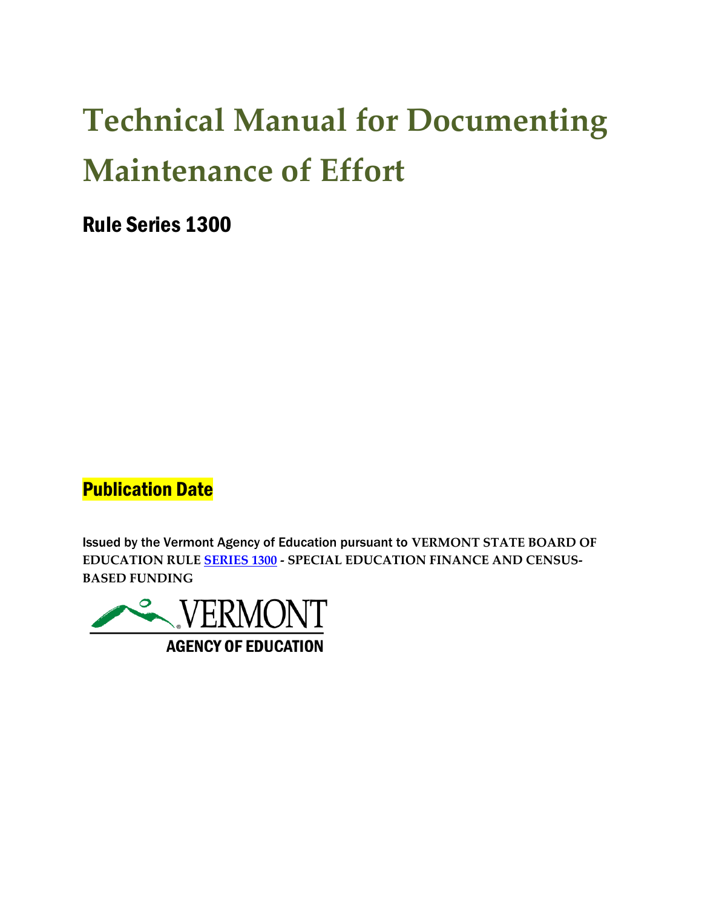# Technical Manual for Documenting Maintenance of Effort

## Rule Series 1300

Publication Date

Issued by the Vermont Agency of Education pursuant to **VERMONT STATE BOARD OF EDUCATION RULE [SERIES 1300](https://education.vermont.gov/) - SPECIAL EDUCATION FINANCE AND CENSUS-BASED FUNDING**

VERMONT

AGENCY OF EDUCATION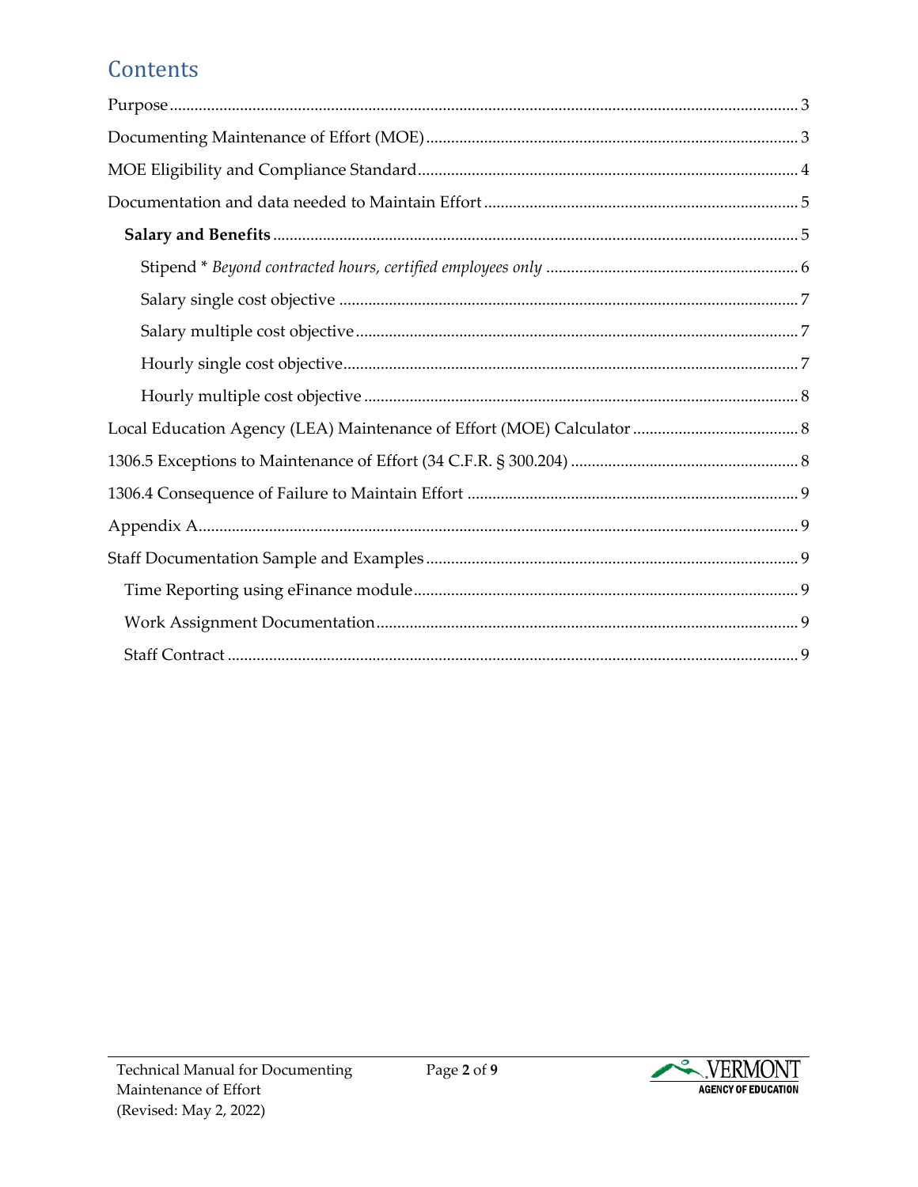# Contents

Purpose ........ 3

Documenting Maintenance of Effort (MOE) ........ 3

MOE Eligibility and Compliance Standard ........ 4

Documentation and data needed to Maintain Effort ........ 5

- **Salary and Benefits** ........ 5
  - Stipend * *Beyond contracted hours, certified employees only* ........ 6
  - Salary single cost objective ........ 7
  - Salary multiple cost objective ........ 7
  - Hourly single cost objective ........ 7
  - Hourly multiple cost objective ........ 8

Local Education Agency (LEA) Maintenance of Effort (MOE) Calculator ........ 8

1306.5 Exceptions to Maintenance of Effort (34 C.F.R. § 300.204) ........ 8

1306.4 Consequence of Failure to Maintain Effort ........ 9

Appendix A ........ 9

Staff Documentation Sample and Examples ........ 9

- Time Reporting using eFinance module ........ 9
- Work Assignment Documentation ........ 9
- Staff Contract ........ 9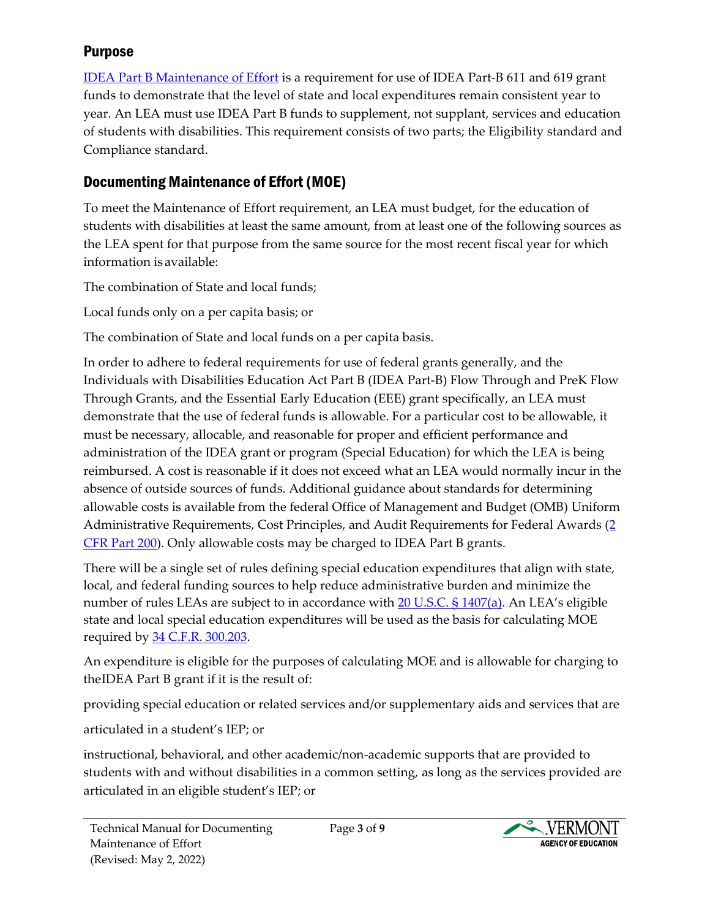## Purpose

IDEA Part B Maintenance of Effort is a requirement for use of IDEA Part-B 611 and 619 grant funds to demonstrate that the level of state and local expenditures remain consistent year to year. An LEA must use IDEA Part B funds to supplement, not supplant, services and education of students with disabilities. This requirement consists of two parts; the Eligibility standard and Compliance standard.

## Documenting Maintenance of Effort (MOE)

To meet the Maintenance of Effort requirement, an LEA must budget, for the education of students with disabilities at least the same amount, from at least one of the following sources as the LEA spent for that purpose from the same source for the most recent fiscal year for which information is available:

The combination of State and local funds;

Local funds only on a per capita basis; or

The combination of State and local funds on a per capita basis.

In order to adhere to federal requirements for use of federal grants generally, and the Individuals with Disabilities Education Act Part B (IDEA Part-B) Flow Through and PreK Flow Through Grants, and the Essential Early Education (EEE) grant specifically, an LEA must demonstrate that the use of federal funds is allowable. For a particular cost to be allowable, it must be necessary, allocable, and reasonable for proper and efficient performance and administration of the IDEA grant or program (Special Education) for which the LEA is being reimbursed. A cost is reasonable if it does not exceed what an LEA would normally incur in the absence of outside sources of funds. Additional guidance about standards for determining allowable costs is available from the federal Office of Management and Budget (OMB) Uniform Administrative Requirements, Cost Principles, and Audit Requirements for Federal Awards (2 CFR Part 200). Only allowable costs may be charged to IDEA Part B grants.

There will be a single set of rules defining special education expenditures that align with state, local, and federal funding sources to help reduce administrative burden and minimize the number of rules LEAs are subject to in accordance with 20 U.S.C. § 1407(a). An LEA's eligible state and local special education expenditures will be used as the basis for calculating MOE required by 34 C.F.R. 300.203.

An expenditure is eligible for the purposes of calculating MOE and is allowable for charging to theIDEA Part B grant if it is the result of:

providing special education or related services and/or supplementary aids and services that are articulated in a student's IEP; or

instructional, behavioral, and other academic/non-academic supports that are provided to students with and without disabilities in a common setting, as long as the services provided are articulated in an eligible student's IEP; or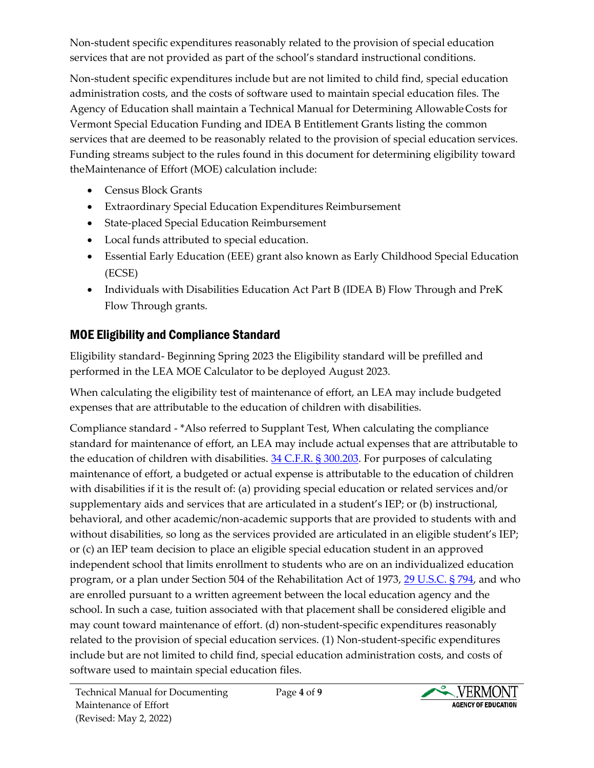Non-student specific expenditures reasonably related to the provision of special education services that are not provided as part of the school's standard instructional conditions.

Non-student specific expenditures include but are not limited to child find, special education administration costs, and the costs of software used to maintain special education files. The Agency of Education shall maintain a Technical Manual for Determining Allowable Costs for Vermont Special Education Funding and IDEA B Entitlement Grants listing the common services that are deemed to be reasonably related to the provision of special education services. Funding streams subject to the rules found in this document for determining eligibility toward theMaintenance of Effort (MOE) calculation include:

- Census Block Grants
- Extraordinary Special Education Expenditures Reimbursement
- State-placed Special Education Reimbursement
- Local funds attributed to special education.
- Essential Early Education (EEE) grant also known as Early Childhood Special Education (ECSE)
- Individuals with Disabilities Education Act Part B (IDEA B) Flow Through and PreK Flow Through grants.

## MOE Eligibility and Compliance Standard

Eligibility standard- Beginning Spring 2023 the Eligibility standard will be prefilled and performed in the LEA MOE Calculator to be deployed August 2023.

When calculating the eligibility test of maintenance of effort, an LEA may include budgeted expenses that are attributable to the education of children with disabilities.

Compliance standard - *Also referred to Supplant Test, When calculating the compliance standard for maintenance of effort, an LEA may include actual expenses that are attributable to the education of children with disabilities. [34 C.F.R. § 300.203](). For purposes of calculating maintenance of effort, a budgeted or actual expense is attributable to the education of children with disabilities if it is the result of: (a) providing special education or related services and/or supplementary aids and services that are articulated in a student's IEP; or (b) instructional, behavioral, and other academic/non-academic supports that are provided to students with and without disabilities, so long as the services provided are articulated in an eligible student's IEP; or (c) an IEP team decision to place an eligible special education student in an approved independent school that limits enrollment to students who are on an individualized education program, or a plan under Section 504 of the Rehabilitation Act of 1973, [29 U.S.C. § 794](), and who are enrolled pursuant to a written agreement between the local education agency and the school. In such a case, tuition associated with that placement shall be considered eligible and may count toward maintenance of effort. (d) non-student-specific expenditures reasonably related to the provision of special education services. (1) Non-student-specific expenditures include but are not limited to child find, special education administration costs, and costs of software used to maintain special education files.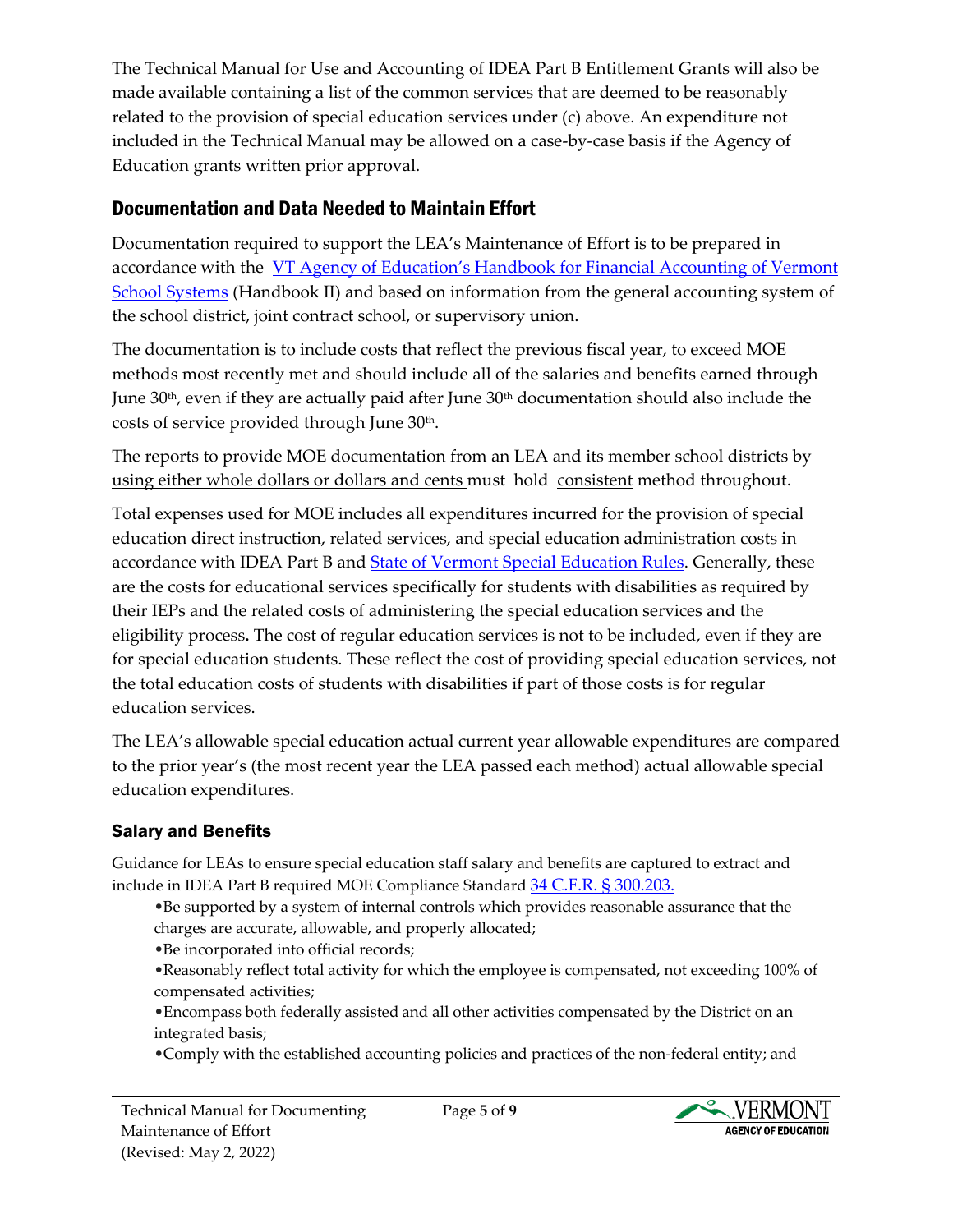The Technical Manual for Use and Accounting of IDEA Part B Entitlement Grants will also be made available containing a list of the common services that are deemed to be reasonably related to the provision of special education services under (c) above. An expenditure not included in the Technical Manual may be allowed on a case-by-case basis if the Agency of Education grants written prior approval.

## Documentation and Data Needed to Maintain Effort

Documentation required to support the LEA's Maintenance of Effort is to be prepared in accordance with the VT Agency of Education's Handbook for Financial Accounting of Vermont School Systems (Handbook II) and based on information from the general accounting system of the school district, joint contract school, or supervisory union.

The documentation is to include costs that reflect the previous fiscal year, to exceed MOE methods most recently met and should include all of the salaries and benefits earned through June 30th, even if they are actually paid after June 30th documentation should also include the costs of service provided through June 30th.

The reports to provide MOE documentation from an LEA and its member school districts by using either whole dollars or dollars and cents must hold consistent method throughout.

Total expenses used for MOE includes all expenditures incurred for the provision of special education direct instruction, related services, and special education administration costs in accordance with IDEA Part B and State of Vermont Special Education Rules. Generally, these are the costs for educational services specifically for students with disabilities as required by their IEPs and the related costs of administering the special education services and the eligibility process**.** The cost of regular education services is not to be included, even if they are for special education students. These reflect the cost of providing special education services, not the total education costs of students with disabilities if part of those costs is for regular education services.

The LEA's allowable special education actual current year allowable expenditures are compared to the prior year's (the most recent year the LEA passed each method) actual allowable special education expenditures.

### Salary and Benefits

Guidance for LEAs to ensure special education staff salary and benefits are captured to extract and include in IDEA Part B required MOE Compliance Standard 34 C.F.R. § 300.203.

- Be supported by a system of internal controls which provides reasonable assurance that the charges are accurate, allowable, and properly allocated;
- Be incorporated into official records;
- Reasonably reflect total activity for which the employee is compensated, not exceeding 100% of compensated activities;
- Encompass both federally assisted and all other activities compensated by the District on an integrated basis;
- Comply with the established accounting policies and practices of the non-federal entity; and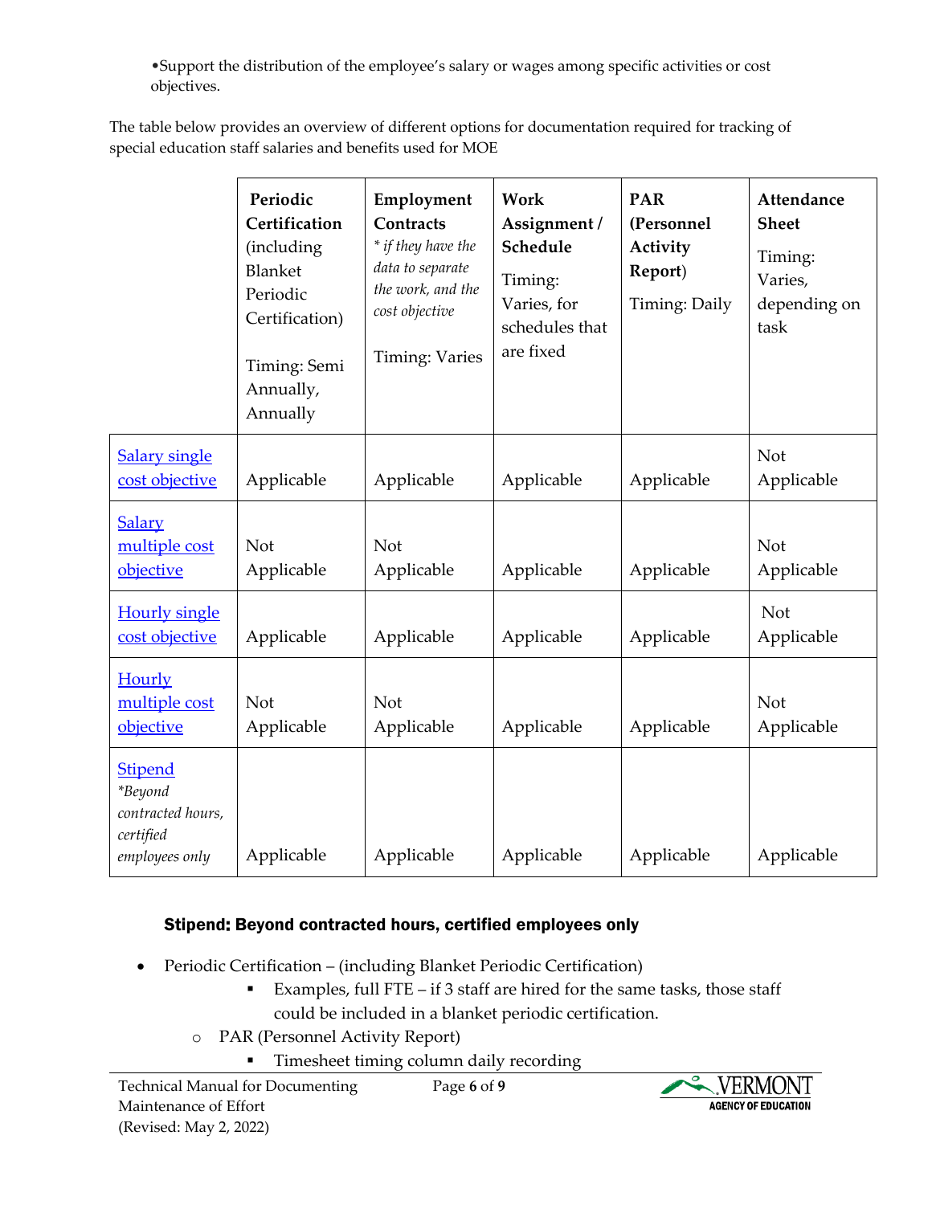•Support the distribution of the employee's salary or wages among specific activities or cost objectives.

The table below provides an overview of different options for documentation required for tracking of special education staff salaries and benefits used for MOE

| | **Periodic Certification** (including Blanket Periodic Certification) Timing: Semi Annually, Annually | **Employment Contracts** *\* if they have the data to separate the work, and the cost objective* Timing: Varies | **Work Assignment / Schedule** Timing: Varies, for schedules that are fixed | **PAR (Personnel Activity Report)** Timing: Daily | **Attendance Sheet** Timing: Varies, depending on task |
|---|---|---|---|---|---|
| Salary single cost objective | Applicable | Applicable | Applicable | Applicable | Not Applicable |
| Salary multiple cost objective | Not Applicable | Not Applicable | Applicable | Applicable | Not Applicable |
| Hourly single cost objective | Applicable | Applicable | Applicable | Applicable | Not Applicable |
| Hourly multiple cost objective | Not Applicable | Not Applicable | Applicable | Applicable | Not Applicable |
| Stipend *\*Beyond contracted hours, certified employees only* | Applicable | Applicable | Applicable | Applicable | Applicable |

### Stipend: Beyond contracted hours, certified employees only

- Periodic Certification – (including Blanket Periodic Certification)
    - Examples, full FTE – if 3 staff are hired for the same tasks, those staff could be included in a blanket periodic certification.
  - PAR (Personnel Activity Report)
    - Timesheet timing column daily recording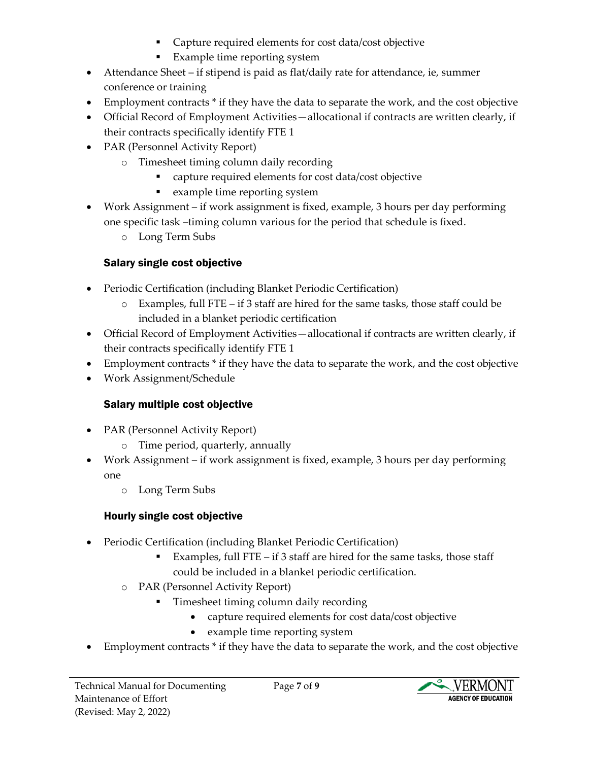- Capture required elements for cost data/cost objective
        - Example time reporting system
- Attendance Sheet – if stipend is paid as flat/daily rate for attendance, ie, summer conference or training
- Employment contracts * if they have the data to separate the work, and the cost objective
- Official Record of Employment Activities—allocational if contracts are written clearly, if their contracts specifically identify FTE 1
- PAR (Personnel Activity Report)
    - Timesheet timing column daily recording
        - capture required elements for cost data/cost objective
        - example time reporting system
- Work Assignment – if work assignment is fixed, example, 3 hours per day performing one specific task –timing column various for the period that schedule is fixed.
    - Long Term Subs

### Salary single cost objective

- Periodic Certification (including Blanket Periodic Certification)
    - Examples, full FTE – if 3 staff are hired for the same tasks, those staff could be included in a blanket periodic certification
- Official Record of Employment Activities—allocational if contracts are written clearly, if their contracts specifically identify FTE 1
- Employment contracts * if they have the data to separate the work, and the cost objective
- Work Assignment/Schedule

### Salary multiple cost objective

- PAR (Personnel Activity Report)
    - Time period, quarterly, annually
- Work Assignment – if work assignment is fixed, example, 3 hours per day performing one
    - Long Term Subs

### Hourly single cost objective

- Periodic Certification (including Blanket Periodic Certification)
        - Examples, full FTE – if 3 staff are hired for the same tasks, those staff could be included in a blanket periodic certification.
    - PAR (Personnel Activity Report)
        - Timesheet timing column daily recording
            - capture required elements for cost data/cost objective
            - example time reporting system
- Employment contracts * if they have the data to separate the work, and the cost objective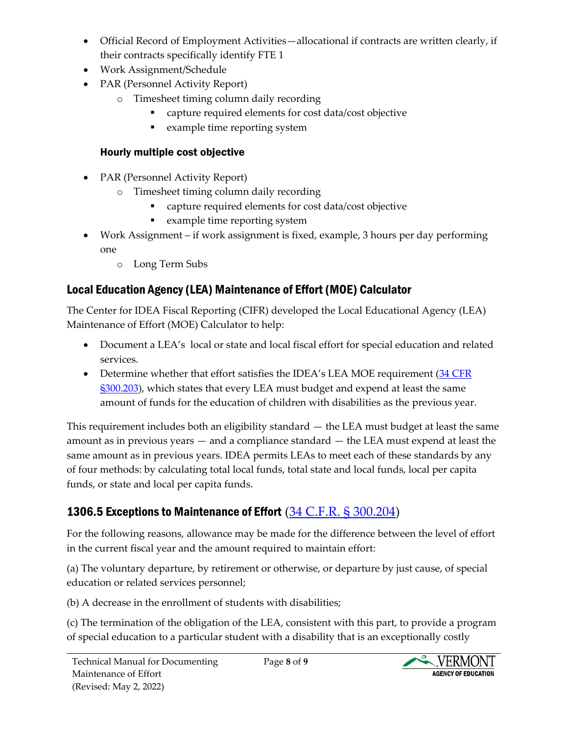- Official Record of Employment Activities—allocational if contracts are written clearly, if their contracts specifically identify FTE 1
- Work Assignment/Schedule
- PAR (Personnel Activity Report)
    - Timesheet timing column daily recording
        - capture required elements for cost data/cost objective
        - example time reporting system

#### Hourly multiple cost objective

- PAR (Personnel Activity Report)
    - Timesheet timing column daily recording
        - capture required elements for cost data/cost objective
        - example time reporting system
- Work Assignment – if work assignment is fixed, example, 3 hours per day performing one
    - Long Term Subs

## Local Education Agency (LEA) Maintenance of Effort (MOE) Calculator

The Center for IDEA Fiscal Reporting (CIFR) developed the Local Educational Agency (LEA) Maintenance of Effort (MOE) Calculator to help:

- Document a LEA's local or state and local fiscal effort for special education and related services.
- Determine whether that effort satisfies the IDEA's LEA MOE requirement (34 CFR §300.203), which states that every LEA must budget and expend at least the same amount of funds for the education of children with disabilities as the previous year.

This requirement includes both an eligibility standard — the LEA must budget at least the same amount as in previous years — and a compliance standard — the LEA must expend at least the same amount as in previous years. IDEA permits LEAs to meet each of these standards by any of four methods: by calculating total local funds, total state and local funds, local per capita funds, or state and local per capita funds.

## 1306.5 Exceptions to Maintenance of Effort (34 C.F.R. § 300.204)

For the following reasons, allowance may be made for the difference between the level of effort in the current fiscal year and the amount required to maintain effort:

(a) The voluntary departure, by retirement or otherwise, or departure by just cause, of special education or related services personnel;

(b) A decrease in the enrollment of students with disabilities;

(c) The termination of the obligation of the LEA, consistent with this part, to provide a program of special education to a particular student with a disability that is an exceptionally costly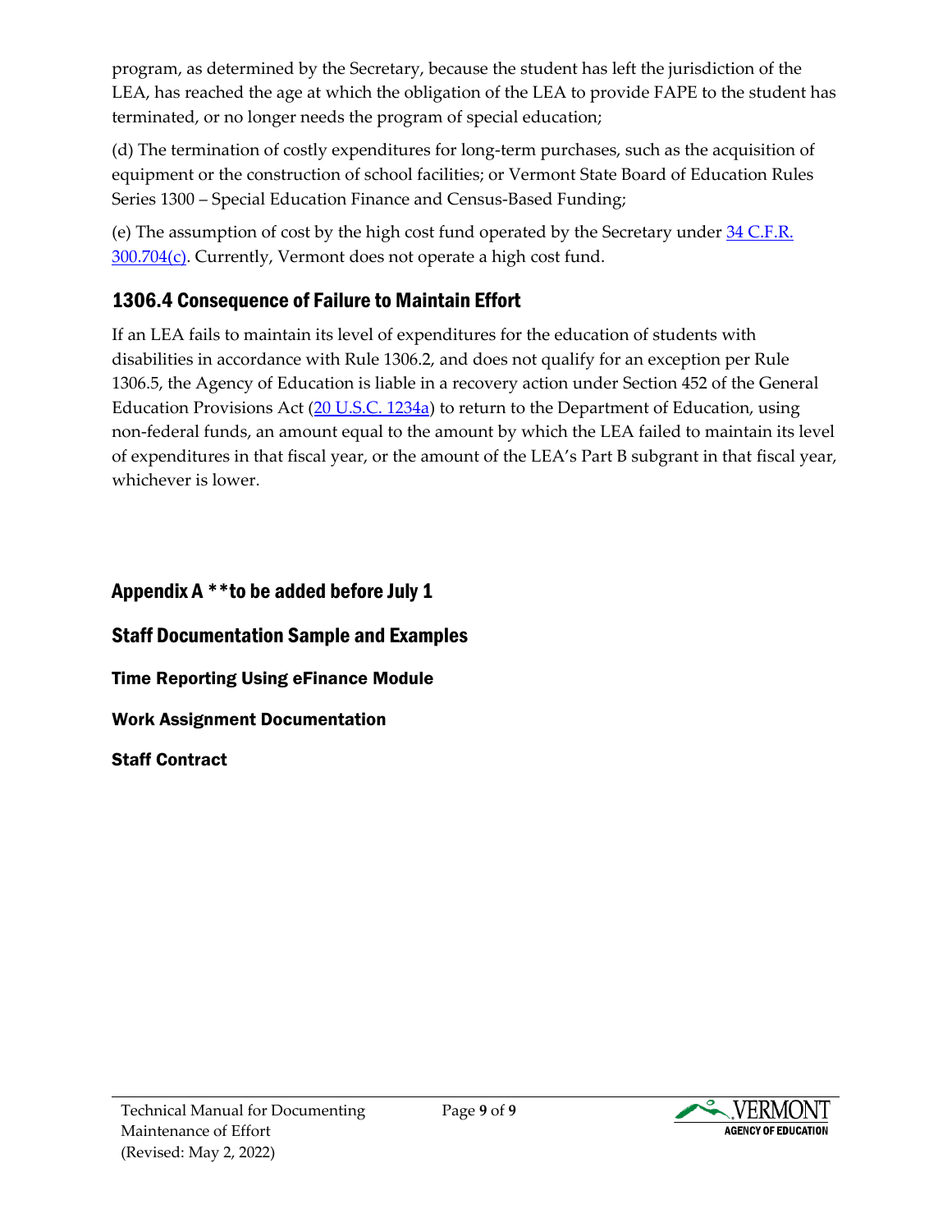program, as determined by the Secretary, because the student has left the jurisdiction of the LEA, has reached the age at which the obligation of the LEA to provide FAPE to the student has terminated, or no longer needs the program of special education;

(d) The termination of costly expenditures for long-term purchases, such as the acquisition of equipment or the construction of school facilities; or Vermont State Board of Education Rules Series 1300 – Special Education Finance and Census-Based Funding;

(e) The assumption of cost by the high cost fund operated by the Secretary under [34 C.F.R. 300.704(c)](). Currently, Vermont does not operate a high cost fund.

## 1306.4 Consequence of Failure to Maintain Effort

If an LEA fails to maintain its level of expenditures for the education of students with disabilities in accordance with Rule 1306.2, and does not qualify for an exception per Rule 1306.5, the Agency of Education is liable in a recovery action under Section 452 of the General Education Provisions Act ([20 U.S.C. 1234a]()) to return to the Department of Education, using non-federal funds, an amount equal to the amount by which the LEA failed to maintain its level of expenditures in that fiscal year, or the amount of the LEA's Part B subgrant in that fiscal year, whichever is lower.

## Appendix A **to be added before July 1

## Staff Documentation Sample and Examples

### Time Reporting Using eFinance Module

### Work Assignment Documentation

### Staff Contract